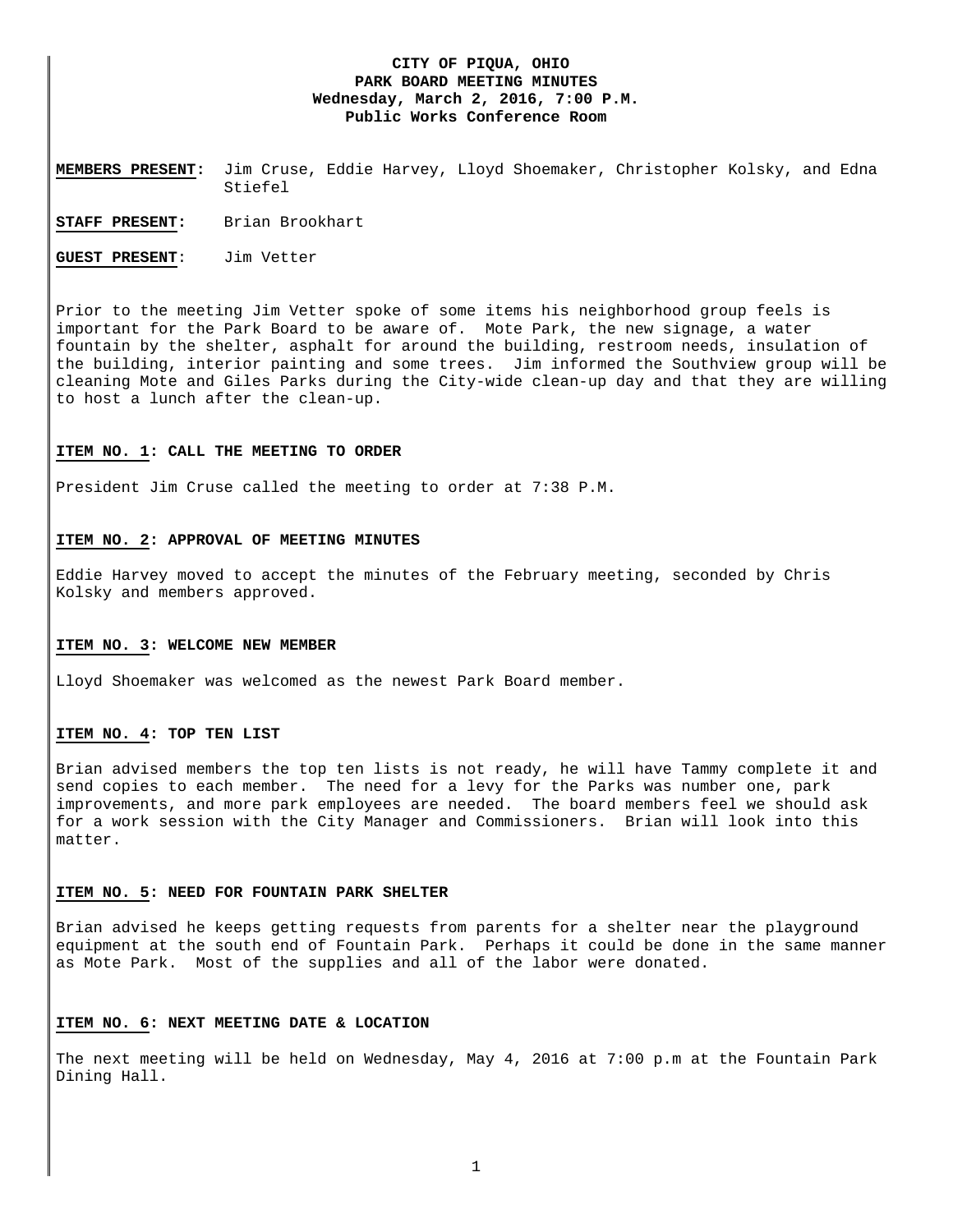**CITY OF PIQUA, OHIO**
**PARK BOARD MEETING MINUTES**
**Wednesday, March 2, 2016, 7:00 P.M.**
**Public Works Conference Room**

**MEMBERS PRESENT:** Jim Cruse, Eddie Harvey, Lloyd Shoemaker, Christopher Kolsky, and Edna Stiefel

**STAFF PRESENT:** Brian Brookhart

**GUEST PRESENT:** Jim Vetter

Prior to the meeting Jim Vetter spoke of some items his neighborhood group feels is important for the Park Board to be aware of. Mote Park, the new signage, a water fountain by the shelter, asphalt for around the building, restroom needs, insulation of the building, interior painting and some trees. Jim informed the Southview group will be cleaning Mote and Giles Parks during the City-wide clean-up day and that they are willing to host a lunch after the clean-up.

**ITEM NO. 1: CALL THE MEETING TO ORDER**

President Jim Cruse called the meeting to order at 7:38 P.M.

**ITEM NO. 2: APPROVAL OF MEETING MINUTES**

Eddie Harvey moved to accept the minutes of the February meeting, seconded by Chris Kolsky and members approved.

**ITEM NO. 3: WELCOME NEW MEMBER**

Lloyd Shoemaker was welcomed as the newest Park Board member.

**ITEM NO. 4: TOP TEN LIST**

Brian advised members the top ten lists is not ready, he will have Tammy complete it and send copies to each member. The need for a levy for the Parks was number one, park improvements, and more park employees are needed. The board members feel we should ask for a work session with the City Manager and Commissioners. Brian will look into this matter.

**ITEM NO. 5: NEED FOR FOUNTAIN PARK SHELTER**

Brian advised he keeps getting requests from parents for a shelter near the playground equipment at the south end of Fountain Park. Perhaps it could be done in the same manner as Mote Park. Most of the supplies and all of the labor were donated.

**ITEM NO. 6: NEXT MEETING DATE & LOCATION**

The next meeting will be held on Wednesday, May 4, 2016 at 7:00 p.m at the Fountain Park Dining Hall.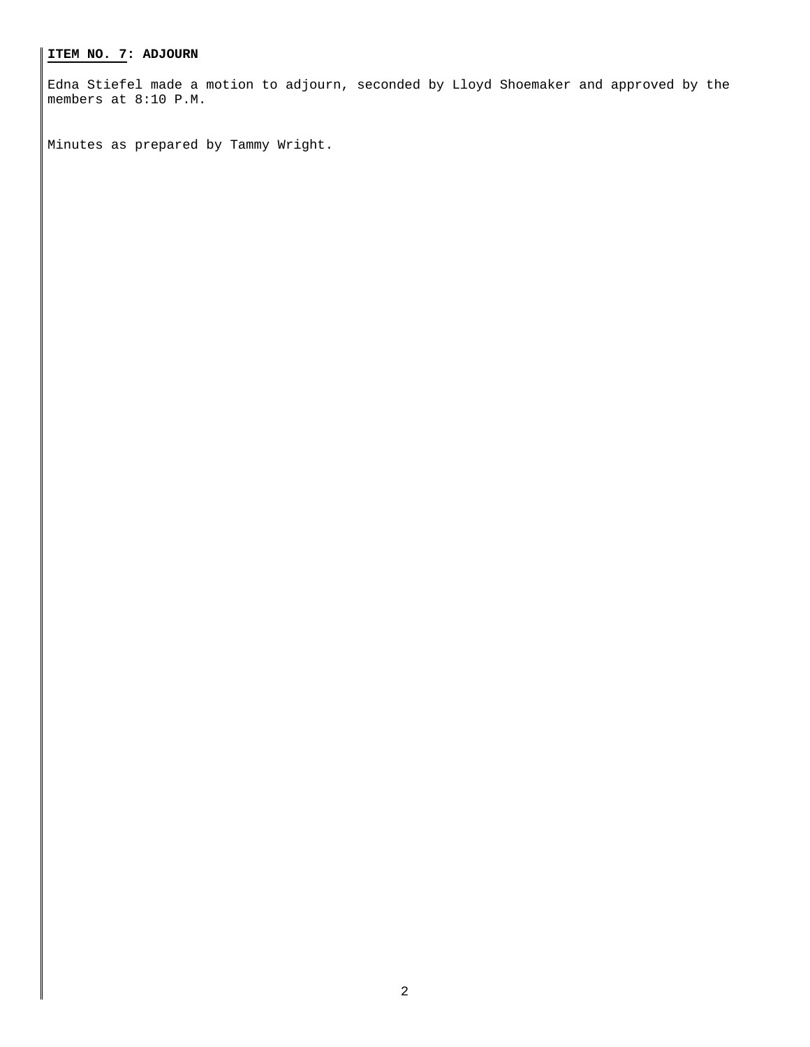**ITEM NO. 7: ADJOURN**

Edna Stiefel made a motion to adjourn, seconded by Lloyd Shoemaker and approved by the members at 8:10 P.M.

Minutes as prepared by Tammy Wright.